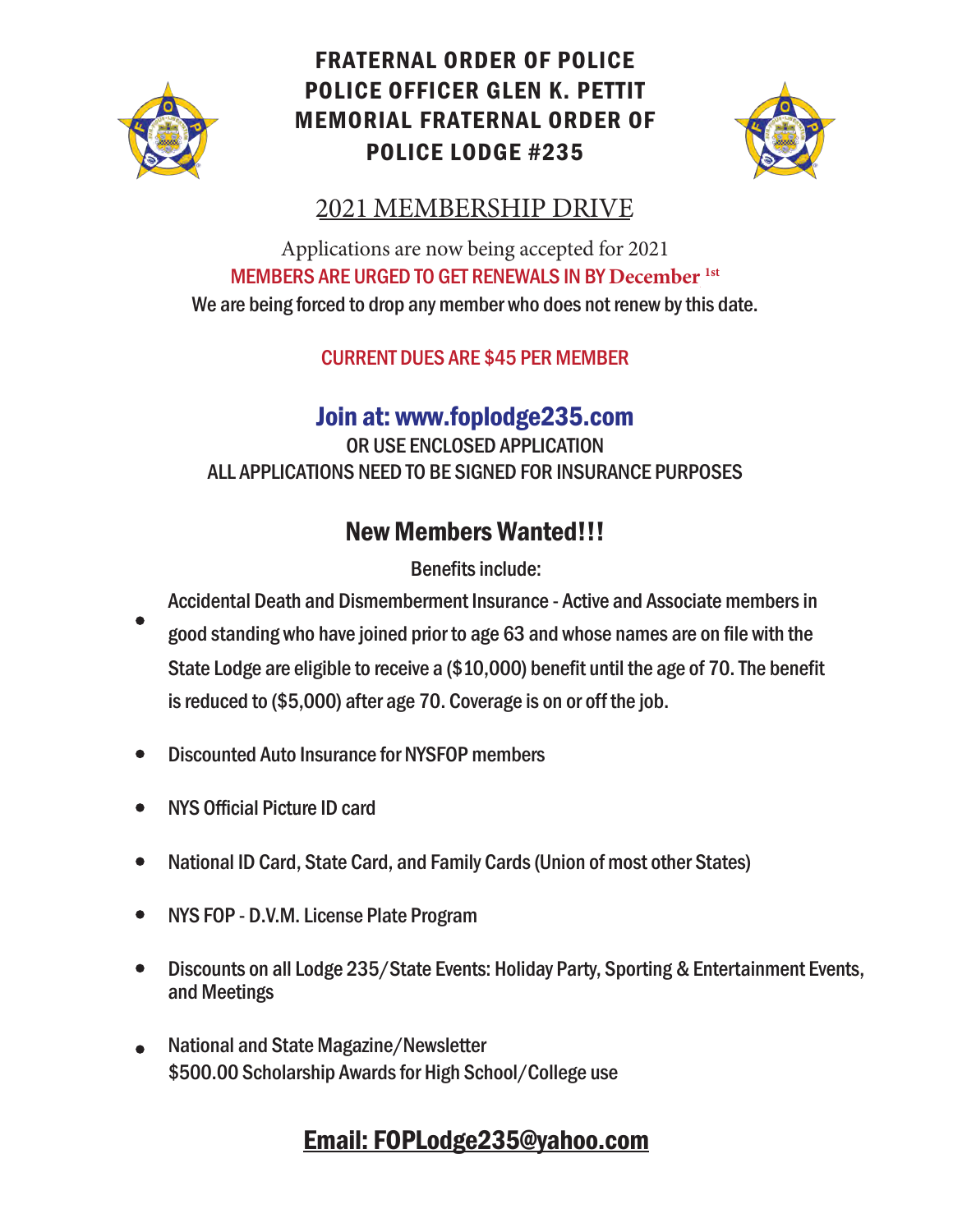# FRATERNAL ORDER OF POLICE POLICE OFFICER GLEN K. PETTIT MEMORIAL FRATERNAL ORDER OF POLICE LODGE #235

## 2021 MEMBERSHIP DRIVE

Applications are now being accepted for 2021

MEMBERS ARE URGED TO GET RENEWALS IN BY December 1st

We are being forced to drop any member who does not renew by this date.

CURRENT DUES ARE $45 PER MEMBER

## Join at: www.foplodge235.com

OR USE ENCLOSED APPLICATION

ALL APPLICATIONS NEED TO BE SIGNED FOR INSURANCE PURPOSES

## New Members Wanted!!!

Benefits include:

- Accidental Death and Dismemberment Insurance - Active and Associate members in good standing who have joined prior to age 63 and whose names are on file with the State Lodge are eligible to receive a ($10,000) benefit until the age of 70. The benefit is reduced to ($5,000) after age 70. Coverage is on or off the job.
- Discounted Auto Insurance for NYSFOP members
- NYS Official Picture ID card
- National ID Card, State Card, and Family Cards (Union of most other States)
- NYS FOP - D.V.M. License Plate Program
- Discounts on all Lodge 235/State Events: Holiday Party, Sporting & Entertainment Events, and Meetings
- National and State Magazine/Newsletter
  $500.00 Scholarship Awards for High School/College use

## Email: FOPLodge235@yahoo.com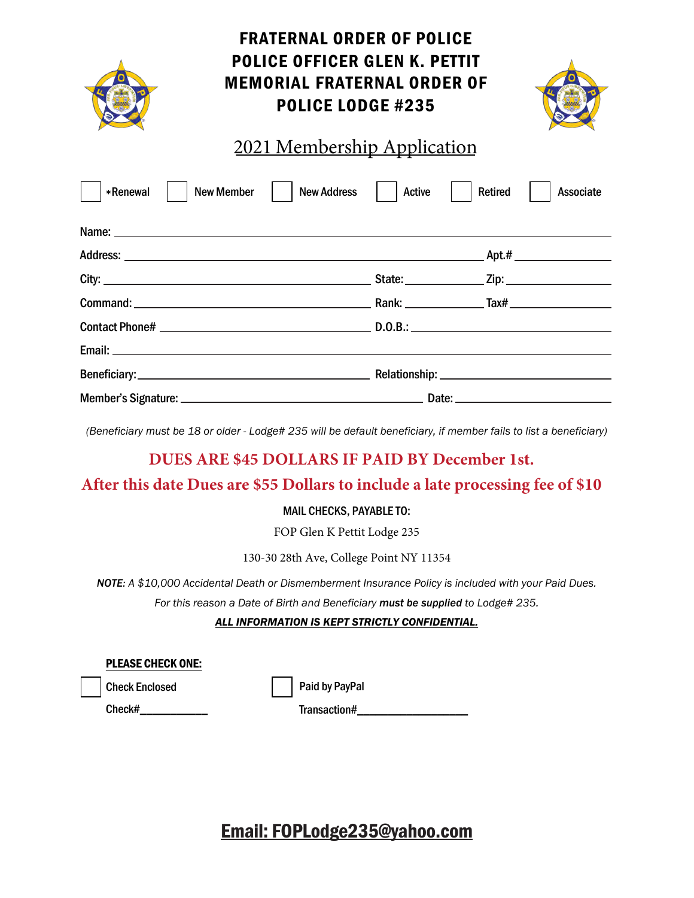# FRATERNAL ORDER OF POLICE POLICE OFFICER GLEN K. PETTIT MEMORIAL FRATERNAL ORDER OF POLICE LODGE #235

## 2021 Membership Application

☐ *Renewal ☐ New Member ☐ New Address ☐ Active ☐ Retired ☐ Associate

Name: ____________________________________________

Address: ______________________________ Apt.# __________

City: ______________________ State: __________ Zip: __________

Command: ______________________ Rank: __________ Tax# __________

Contact Phone# ______________________ D.O.B.: ______________________

Email: ____________________________________________

Beneficiary: ______________________ Relationship: ______________________

Member's Signature: ______________________ Date: ______________________

*(Beneficiary must be 18 or older - Lodge# 235 will be default beneficiary, if member fails to list a beneficiary)*

**DUES ARE $45 DOLLARS IF PAID BY December 1st.**

**After this date Dues are $55 Dollars to include a late processing fee of $10**

MAIL CHECKS, PAYABLE TO:

FOP Glen K Pettit Lodge 235

130-30 28th Ave, College Point NY 11354

***NOTE:*** *A $10,000 Accidental Death or Dismemberment Insurance Policy is included with your Paid Dues.*

*For this reason a Date of Birth and Beneficiary* ***must be supplied*** *to Lodge# 235.*

***ALL INFORMATION IS KEPT STRICTLY CONFIDENTIAL.***

**PLEASE CHECK ONE:**

☐ Check Enclosed

Check#__________

☐ Paid by PayPal

Transaction#______________

**Email: FOPLodge235@yahoo.com**